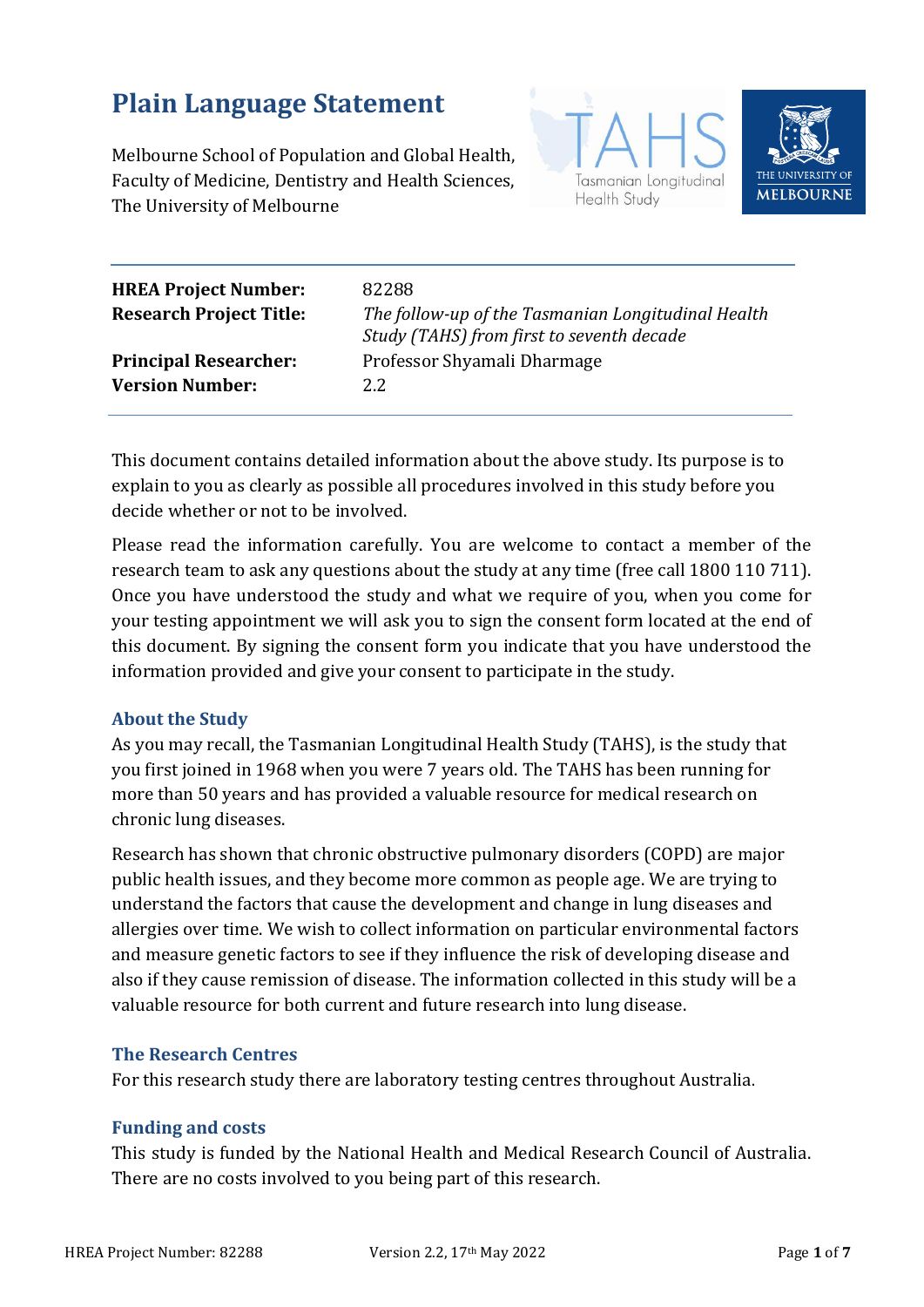# Plain Language Statement

Melbourne School of Population and Global Health,
Faculty of Medicine, Dentistry and Health Sciences,
The University of Melbourne

| | |
|---|---|
| **HREA Project Number:** | 82288 |
| **Research Project Title:** | *The follow-up of the Tasmanian Longitudinal Health Study (TAHS) from first to seventh decade* |
| **Principal Researcher:** | Professor Shyamali Dharmage |
| **Version Number:** | 2.2 |

This document contains detailed information about the above study. Its purpose is to explain to you as clearly as possible all procedures involved in this study before you decide whether or not to be involved.

Please read the information carefully. You are welcome to contact a member of the research team to ask any questions about the study at any time (free call 1800 110 711). Once you have understood the study and what we require of you, when you come for your testing appointment we will ask you to sign the consent form located at the end of this document. By signing the consent form you indicate that you have understood the information provided and give your consent to participate in the study.

## About the Study

As you may recall, the Tasmanian Longitudinal Health Study (TAHS), is the study that you first joined in 1968 when you were 7 years old. The TAHS has been running for more than 50 years and has provided a valuable resource for medical research on chronic lung diseases.

Research has shown that chronic obstructive pulmonary disorders (COPD) are major public health issues, and they become more common as people age. We are trying to understand the factors that cause the development and change in lung diseases and allergies over time. We wish to collect information on particular environmental factors and measure genetic factors to see if they influence the risk of developing disease and also if they cause remission of disease. The information collected in this study will be a valuable resource for both current and future research into lung disease.

## The Research Centres

For this research study there are laboratory testing centres throughout Australia.

## Funding and costs

This study is funded by the National Health and Medical Research Council of Australia. There are no costs involved to you being part of this research.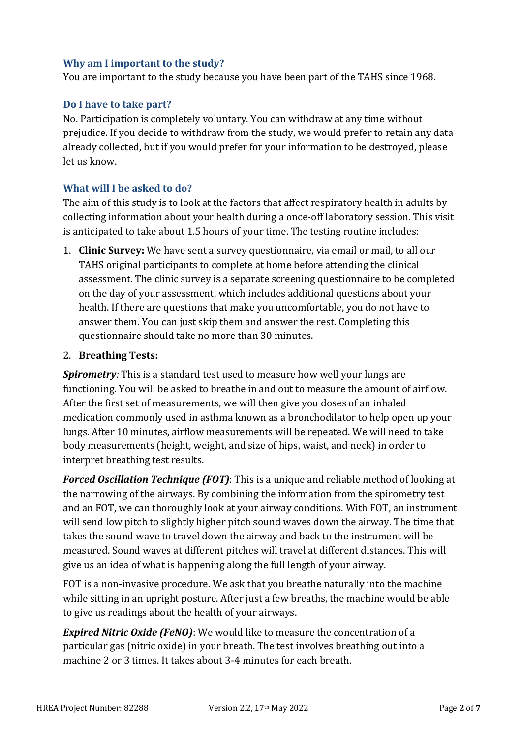### Why am I important to the study?

You are important to the study because you have been part of the TAHS since 1968.

### Do I have to take part?

No. Participation is completely voluntary. You can withdraw at any time without prejudice. If you decide to withdraw from the study, we would prefer to retain any data already collected, but if you would prefer for your information to be destroyed, please let us know.

### What will I be asked to do?

The aim of this study is to look at the factors that affect respiratory health in adults by collecting information about your health during a once-off laboratory session. This visit is anticipated to take about 1.5 hours of your time. The testing routine includes:

1. **Clinic Survey:** We have sent a survey questionnaire, via email or mail, to all our TAHS original participants to complete at home before attending the clinical assessment. The clinic survey is a separate screening questionnaire to be completed on the day of your assessment, which includes additional questions about your health. If there are questions that make you uncomfortable, you do not have to answer them. You can just skip them and answer the rest. Completing this questionnaire should take no more than 30 minutes.

2. **Breathing Tests:**

***Spirometry**:* This is a standard test used to measure how well your lungs are functioning. You will be asked to breathe in and out to measure the amount of airflow. After the first set of measurements, we will then give you doses of an inhaled medication commonly used in asthma known as a bronchodilator to help open up your lungs. After 10 minutes, airflow measurements will be repeated. We will need to take body measurements (height, weight, and size of hips, waist, and neck) in order to interpret breathing test results.

***Forced Oscillation Technique (FOT)***: This is a unique and reliable method of looking at the narrowing of the airways. By combining the information from the spirometry test and an FOT, we can thoroughly look at your airway conditions. With FOT, an instrument will send low pitch to slightly higher pitch sound waves down the airway. The time that takes the sound wave to travel down the airway and back to the instrument will be measured. Sound waves at different pitches will travel at different distances. This will give us an idea of what is happening along the full length of your airway.

FOT is a non-invasive procedure. We ask that you breathe naturally into the machine while sitting in an upright posture. After just a few breaths, the machine would be able to give us readings about the health of your airways.

***Expired Nitric Oxide (FeNO)***: We would like to measure the concentration of a particular gas (nitric oxide) in your breath. The test involves breathing out into a machine 2 or 3 times. It takes about 3-4 minutes for each breath.

HREA Project Number: 82288 Version 2.2, 17th May 2022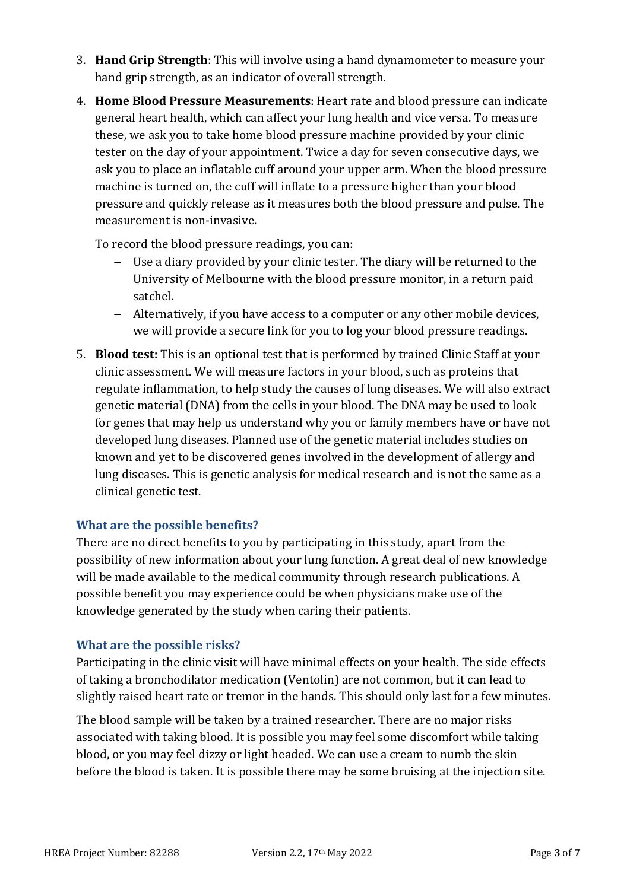3. **Hand Grip Strength**: This will involve using a hand dynamometer to measure your hand grip strength, as an indicator of overall strength.

4. **Home Blood Pressure Measurements**: Heart rate and blood pressure can indicate general heart health, which can affect your lung health and vice versa. To measure these, we ask you to take home blood pressure machine provided by your clinic tester on the day of your appointment. Twice a day for seven consecutive days, we ask you to place an inflatable cuff around your upper arm. When the blood pressure machine is turned on, the cuff will inflate to a pressure higher than your blood pressure and quickly release as it measures both the blood pressure and pulse. The measurement is non-invasive.

   To record the blood pressure readings, you can:
   - Use a diary provided by your clinic tester. The diary will be returned to the University of Melbourne with the blood pressure monitor, in a return paid satchel.
   - Alternatively, if you have access to a computer or any other mobile devices, we will provide a secure link for you to log your blood pressure readings.

5. **Blood test:** This is an optional test that is performed by trained Clinic Staff at your clinic assessment. We will measure factors in your blood, such as proteins that regulate inflammation, to help study the causes of lung diseases. We will also extract genetic material (DNA) from the cells in your blood. The DNA may be used to look for genes that may help us understand why you or family members have or have not developed lung diseases. Planned use of the genetic material includes studies on known and yet to be discovered genes involved in the development of allergy and lung diseases. This is genetic analysis for medical research and is not the same as a clinical genetic test.

### What are the possible benefits?

There are no direct benefits to you by participating in this study, apart from the possibility of new information about your lung function. A great deal of new knowledge will be made available to the medical community through research publications. A possible benefit you may experience could be when physicians make use of the knowledge generated by the study when caring their patients.

### What are the possible risks?

Participating in the clinic visit will have minimal effects on your health. The side effects of taking a bronchodilator medication (Ventolin) are not common, but it can lead to slightly raised heart rate or tremor in the hands. This should only last for a few minutes.

The blood sample will be taken by a trained researcher. There are no major risks associated with taking blood. It is possible you may feel some discomfort while taking blood, or you may feel dizzy or light headed. We can use a cream to numb the skin before the blood is taken. It is possible there may be some bruising at the injection site.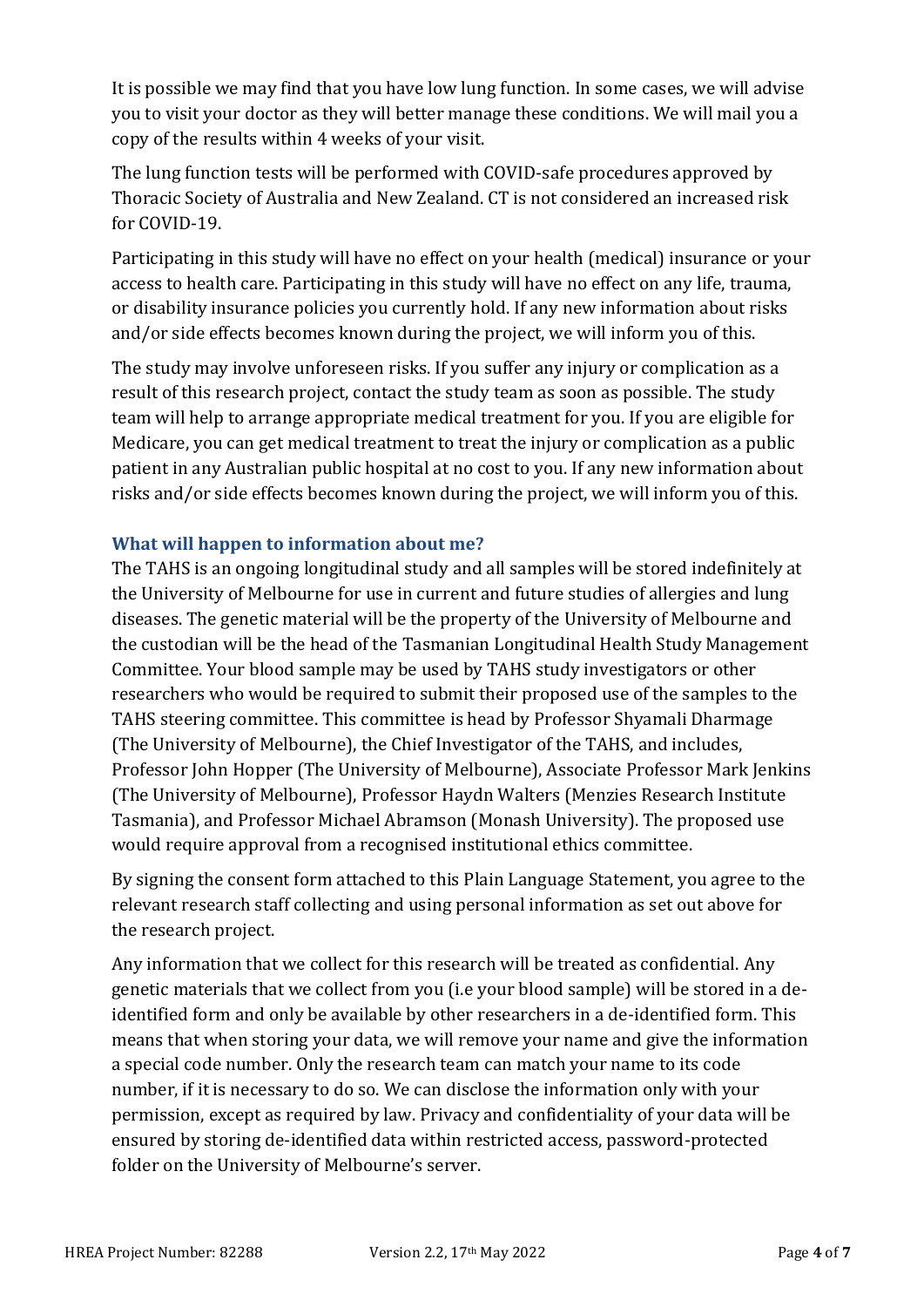It is possible we may find that you have low lung function. In some cases, we will advise you to visit your doctor as they will better manage these conditions. We will mail you a copy of the results within 4 weeks of your visit.

The lung function tests will be performed with COVID-safe procedures approved by Thoracic Society of Australia and New Zealand. CT is not considered an increased risk for COVID-19.

Participating in this study will have no effect on your health (medical) insurance or your access to health care. Participating in this study will have no effect on any life, trauma, or disability insurance policies you currently hold. If any new information about risks and/or side effects becomes known during the project, we will inform you of this.

The study may involve unforeseen risks. If you suffer any injury or complication as a result of this research project, contact the study team as soon as possible. The study team will help to arrange appropriate medical treatment for you. If you are eligible for Medicare, you can get medical treatment to treat the injury or complication as a public patient in any Australian public hospital at no cost to you. If any new information about risks and/or side effects becomes known during the project, we will inform you of this.

### What will happen to information about me?

The TAHS is an ongoing longitudinal study and all samples will be stored indefinitely at the University of Melbourne for use in current and future studies of allergies and lung diseases. The genetic material will be the property of the University of Melbourne and the custodian will be the head of the Tasmanian Longitudinal Health Study Management Committee. Your blood sample may be used by TAHS study investigators or other researchers who would be required to submit their proposed use of the samples to the TAHS steering committee. This committee is head by Professor Shyamali Dharmage (The University of Melbourne), the Chief Investigator of the TAHS, and includes, Professor John Hopper (The University of Melbourne), Associate Professor Mark Jenkins (The University of Melbourne), Professor Haydn Walters (Menzies Research Institute Tasmania), and Professor Michael Abramson (Monash University). The proposed use would require approval from a recognised institutional ethics committee.

By signing the consent form attached to this Plain Language Statement, you agree to the relevant research staff collecting and using personal information as set out above for the research project.

Any information that we collect for this research will be treated as confidential. Any genetic materials that we collect from you (i.e your blood sample) will be stored in a de-identified form and only be available by other researchers in a de-identified form. This means that when storing your data, we will remove your name and give the information a special code number. Only the research team can match your name to its code number, if it is necessary to do so. We can disclose the information only with your permission, except as required by law. Privacy and confidentiality of your data will be ensured by storing de-identified data within restricted access, password-protected folder on the University of Melbourne's server.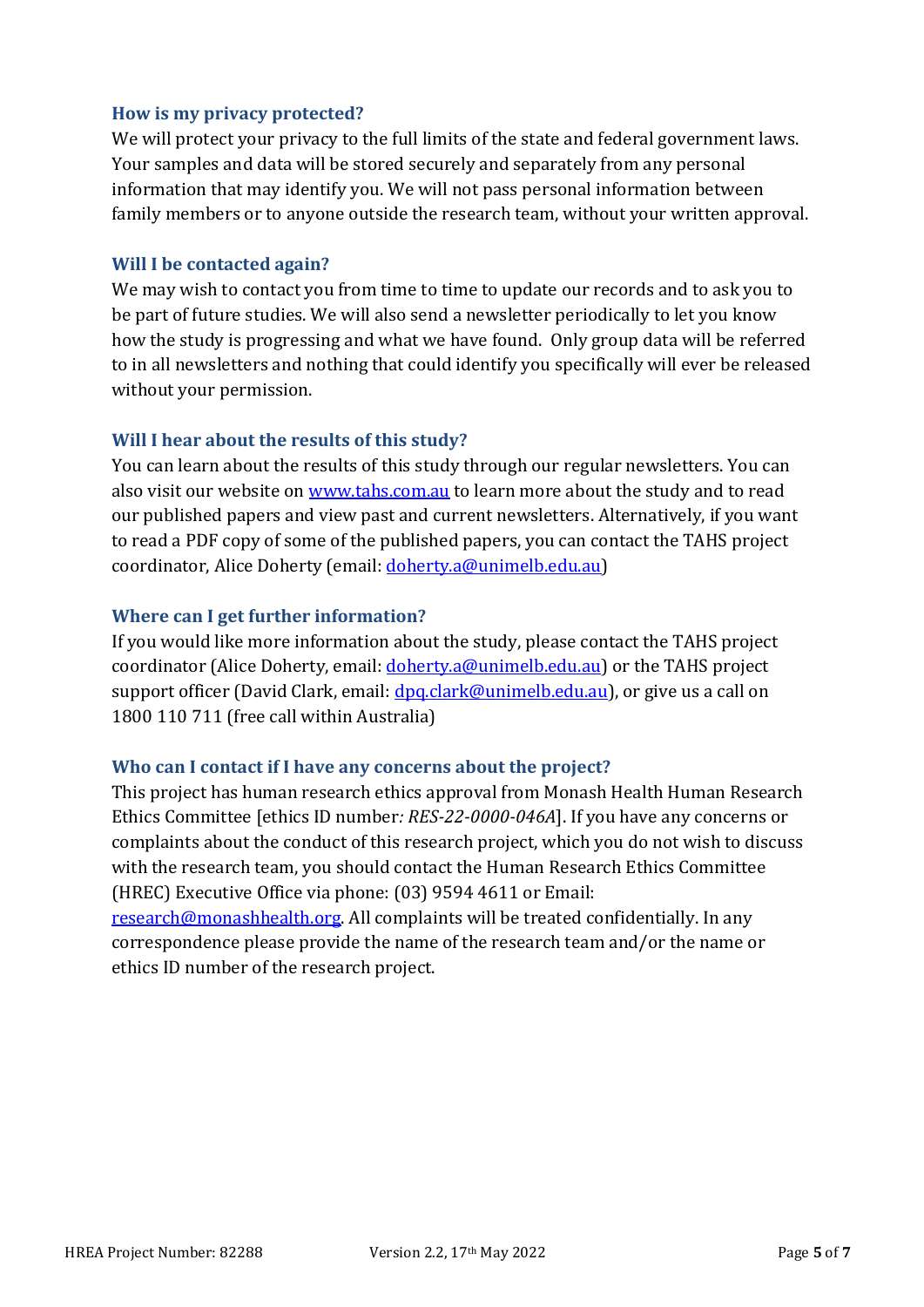### How is my privacy protected?

We will protect your privacy to the full limits of the state and federal government laws. Your samples and data will be stored securely and separately from any personal information that may identify you. We will not pass personal information between family members or to anyone outside the research team, without your written approval.

### Will I be contacted again?

We may wish to contact you from time to time to update our records and to ask you to be part of future studies. We will also send a newsletter periodically to let you know how the study is progressing and what we have found. Only group data will be referred to in all newsletters and nothing that could identify you specifically will ever be released without your permission.

### Will I hear about the results of this study?

You can learn about the results of this study through our regular newsletters. You can also visit our website on www.tahs.com.au to learn more about the study and to read our published papers and view past and current newsletters. Alternatively, if you want to read a PDF copy of some of the published papers, you can contact the TAHS project coordinator, Alice Doherty (email: doherty.a@unimelb.edu.au)

### Where can I get further information?

If you would like more information about the study, please contact the TAHS project coordinator (Alice Doherty, email: doherty.a@unimelb.edu.au) or the TAHS project support officer (David Clark, email: dpq.clark@unimelb.edu.au), or give us a call on 1800 110 711 (free call within Australia)

### Who can I contact if I have any concerns about the project?

This project has human research ethics approval from Monash Health Human Research Ethics Committee [ethics ID number*: RES-22-0000-046A*]. If you have any concerns or complaints about the conduct of this research project, which you do not wish to discuss with the research team, you should contact the Human Research Ethics Committee (HREC) Executive Office via phone: (03) 9594 4611 or Email: research@monashhealth.org. All complaints will be treated confidentially. In any correspondence please provide the name of the research team and/or the name or ethics ID number of the research project.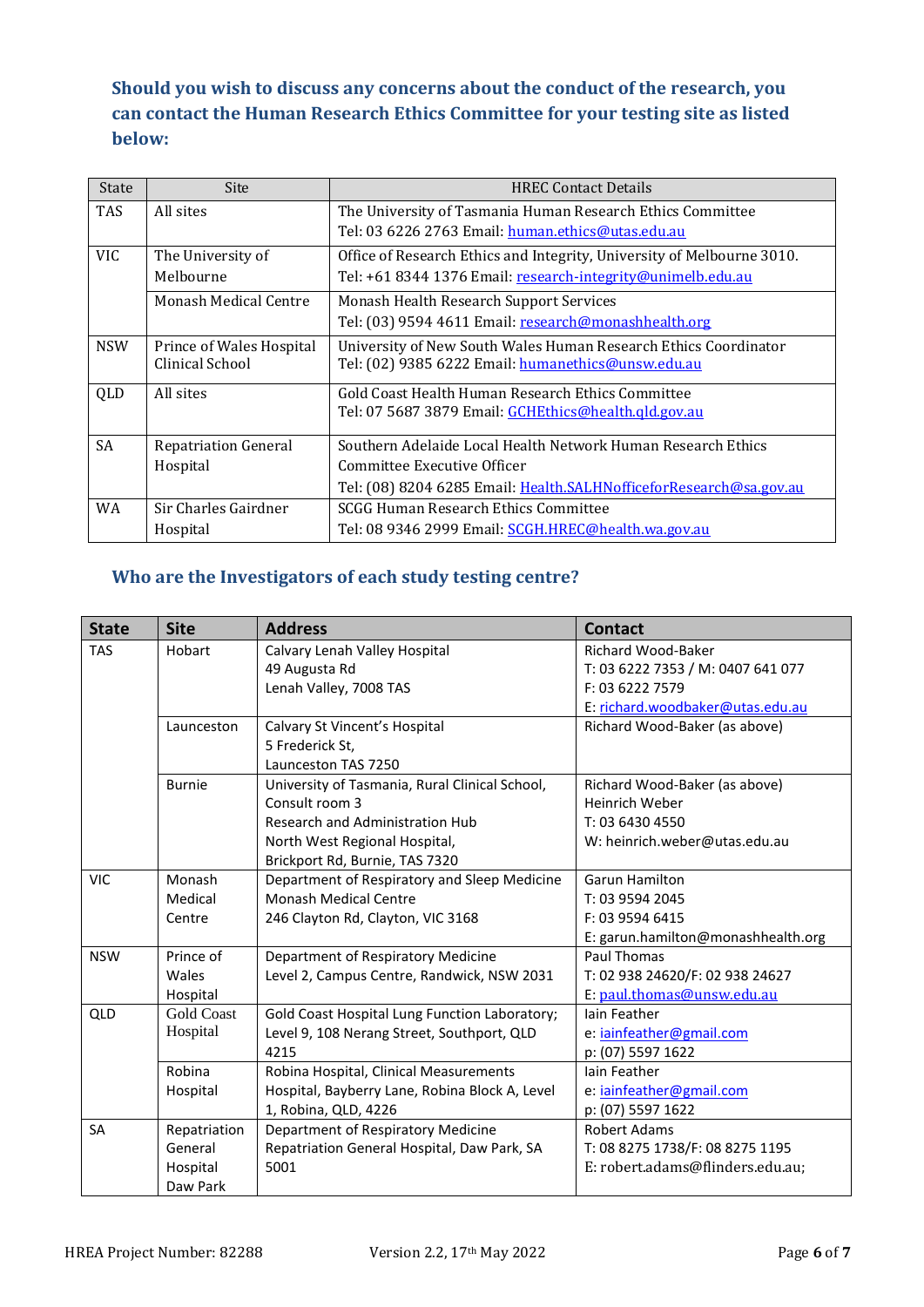### Should you wish to discuss any concerns about the conduct of the research, you can contact the Human Research Ethics Committee for your testing site as listed below:

| State | Site | HREC Contact Details |
|---|---|---|
| TAS | All sites | The University of Tasmania Human Research Ethics Committee<br>Tel: 03 6226 2763 Email: human.ethics@utas.edu.au |
| VIC | The University of Melbourne | Office of Research Ethics and Integrity, University of Melbourne 3010.<br>Tel: +61 8344 1376 Email: research-integrity@unimelb.edu.au |
| | Monash Medical Centre | Monash Health Research Support Services<br>Tel: (03) 9594 4611 Email: research@monashhealth.org |
| NSW | Prince of Wales Hospital Clinical School | University of New South Wales Human Research Ethics Coordinator<br>Tel: (02) 9385 6222 Email: humanethics@unsw.edu.au |
| QLD | All sites | Gold Coast Health Human Research Ethics Committee<br>Tel: 07 5687 3879 Email: GCHEthics@health.qld.gov.au |
| SA | Repatriation General Hospital | Southern Adelaide Local Health Network Human Research Ethics Committee Executive Officer<br>Tel: (08) 8204 6285 Email: Health.SALHNofficeforResearch@sa.gov.au |
| WA | Sir Charles Gairdner Hospital | SCGG Human Research Ethics Committee<br>Tel: 08 9346 2999 Email: SCGH.HREC@health.wa.gov.au |

### Who are the Investigators of each study testing centre?

| State | Site | Address | Contact |
|---|---|---|---|
| TAS | Hobart | Calvary Lenah Valley Hospital<br>49 Augusta Rd<br>Lenah Valley, 7008 TAS | Richard Wood-Baker<br>T: 03 6222 7353 / M: 0407 641 077<br>F: 03 6222 7579<br>E: richard.woodbaker@utas.edu.au |
| | Launceston | Calvary St Vincent's Hospital<br>5 Frederick St,<br>Launceston TAS 7250 | Richard Wood-Baker (as above) |
| | Burnie | University of Tasmania, Rural Clinical School, Consult room 3<br>Research and Administration Hub<br>North West Regional Hospital,<br>Brickport Rd, Burnie, TAS 7320 | Richard Wood-Baker (as above)<br>Heinrich Weber<br>T: 03 6430 4550<br>W: heinrich.weber@utas.edu.au |
| VIC | Monash Medical Centre | Department of Respiratory and Sleep Medicine<br>Monash Medical Centre<br>246 Clayton Rd, Clayton, VIC 3168 | Garun Hamilton<br>T: 03 9594 2045<br>F: 03 9594 6415<br>E: garun.hamilton@monashhealth.org |
| NSW | Prince of Wales Hospital | Department of Respiratory Medicine<br>Level 2, Campus Centre, Randwick, NSW 2031 | Paul Thomas<br>T: 02 938 24620/F: 02 938 24627<br>E: paul.thomas@unsw.edu.au |
| QLD | Gold Coast Hospital | Gold Coast Hospital Lung Function Laboratory;<br>Level 9, 108 Nerang Street, Southport, QLD 4215 | Iain Feather<br>e: iainfeather@gmail.com<br>p: (07) 5597 1622 |
| | Robina Hospital | Robina Hospital, Clinical Measurements Hospital, Bayberry Lane, Robina Block A, Level 1, Robina, QLD, 4226 | Iain Feather<br>e: iainfeather@gmail.com<br>p: (07) 5597 1622 |
| SA | Repatriation General Hospital Daw Park | Department of Respiratory Medicine<br>Repatriation General Hospital, Daw Park, SA 5001 | Robert Adams<br>T: 08 8275 1738/F: 08 8275 1195<br>E: robert.adams@flinders.edu.au; |

HREA Project Number: 82288 Version 2.2, 17th May 2022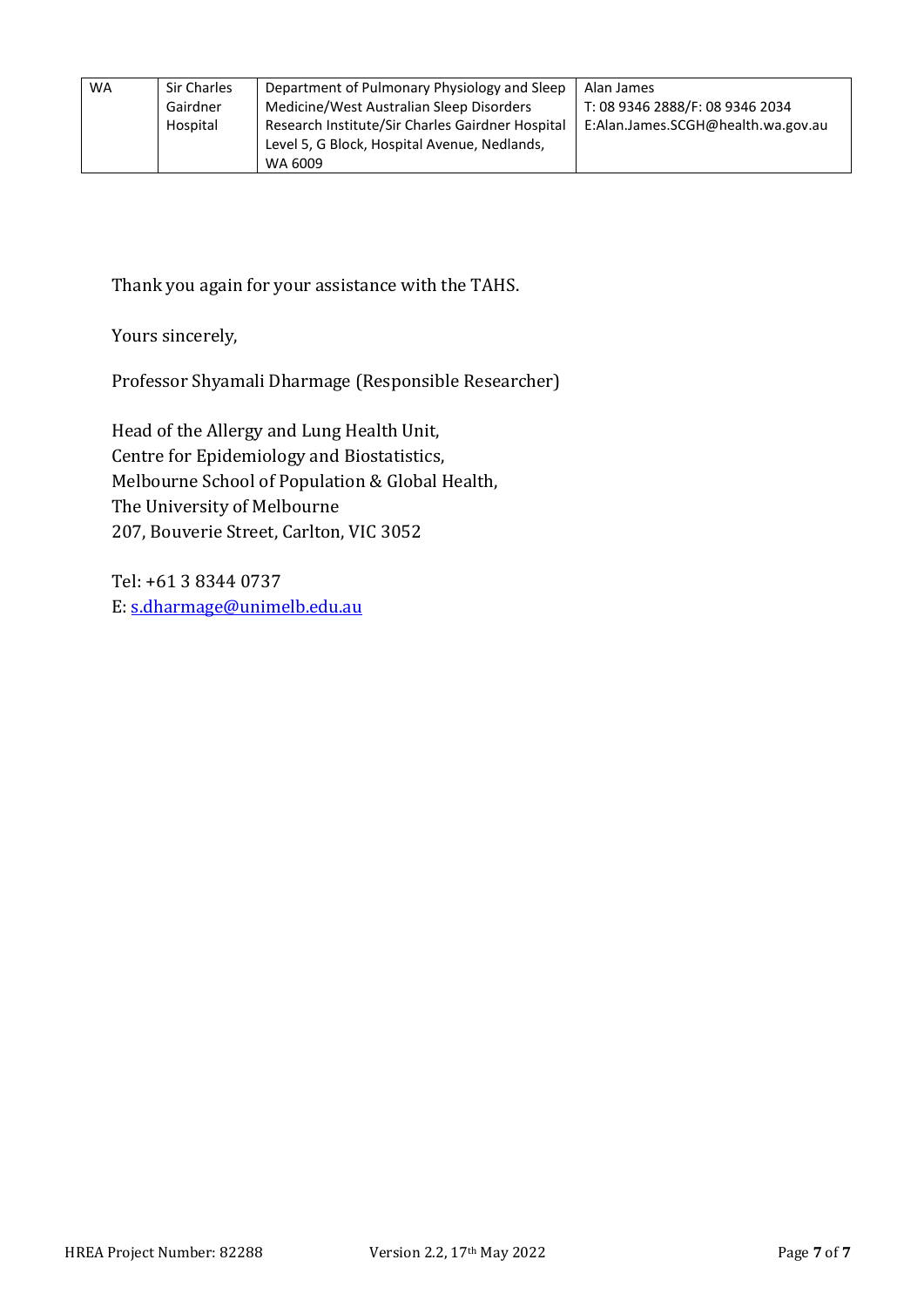| WA | Sir Charles Gairdner Hospital | Department of Pulmonary Physiology and Sleep Medicine/West Australian Sleep Disorders Research Institute/Sir Charles Gairdner Hospital Level 5, G Block, Hospital Avenue, Nedlands, WA 6009 | Alan James<br>T: 08 9346 2888/F: 08 9346 2034<br>E:Alan.James.SCGH@health.wa.gov.au |
|---|---|---|---|

Thank you again for your assistance with the TAHS.

Yours sincerely,

Professor Shyamali Dharmage (Responsible Researcher)

Head of the Allergy and Lung Health Unit,
Centre for Epidemiology and Biostatistics,
Melbourne School of Population & Global Health,
The University of Melbourne
207, Bouverie Street, Carlton, VIC 3052

Tel: +61 3 8344 0737
E: s.dharmage@unimelb.edu.au

HREA Project Number: 82288 Version 2.2, 17th May 2022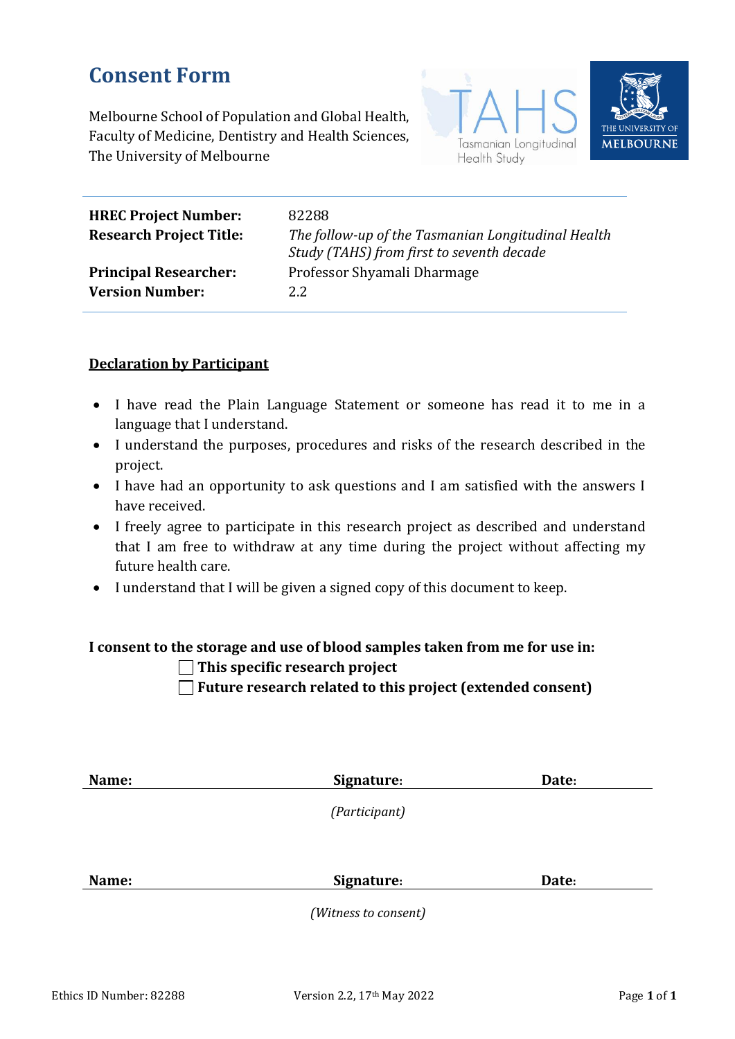# Consent Form

Melbourne School of Population and Global Health,
Faculty of Medicine, Dentistry and Health Sciences,
The University of Melbourne

| | |
|---|---|
| **HREC Project Number:** | 82288 |
| **Research Project Title:** | *The follow-up of the Tasmanian Longitudinal Health Study (TAHS) from first to seventh decade* |
| **Principal Researcher:** | Professor Shyamali Dharmage |
| **Version Number:** | 2.2 |

**Declaration by Participant**

- I have read the Plain Language Statement or someone has read it to me in a language that I understand.
- I understand the purposes, procedures and risks of the research described in the project.
- I have had an opportunity to ask questions and I am satisfied with the answers I have received.
- I freely agree to participate in this research project as described and understand that I am free to withdraw at any time during the project without affecting my future health care.
- I understand that I will be given a signed copy of this document to keep.

**I consent to the storage and use of blood samples taken from me for use in:**

☐ **This specific research project**

☐ **Future research related to this project (extended consent)**

**Name:** **Signature:** **Date:**

*(Participant)*

**Name:** **Signature:** **Date:**

*(Witness to consent)*

Ethics ID Number: 82288 Version 2.2, 17th May 2022